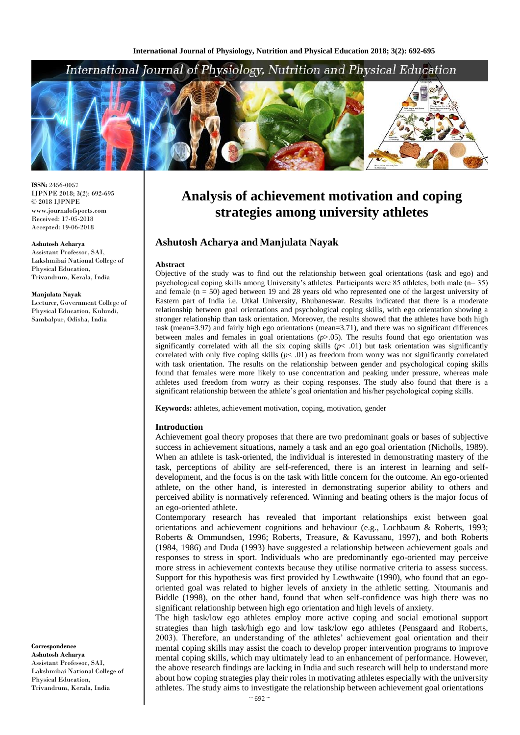# Analysis of achievement motivation and coping strategies among university athletes

## Ashutosh Acharya and Manjulata Nayak

**ISSN:** 2456-0057
IJPNPE 2018; 3(2): 692-695
© 2018 IJPNPE
www.journalofsports.com
Received: 17-05-2018
Accepted: 19-06-2018

**Ashutosh Acharya**
Assistant Professor, SAI, Lakshmibai National College of Physical Education, Trivandrum, Kerala, India

**Manjulata Nayak**
Lecturer, Government College of Physical Education, Kulundi, Sambalpur, Odisha, India

**Correspondence**
**Ashutosh Acharya**
Assistant Professor, SAI, Lakshmibai National College of Physical Education, Trivandrum, Kerala, India

### Abstract

Objective of the study was to find out the relationship between goal orientations (task and ego) and psychological coping skills among University's athletes. Participants were 85 athletes, both male (n= 35) and female (n = 50) aged between 19 and 28 years old who represented one of the largest university of Eastern part of India i.e. Utkal University, Bhubaneswar. Results indicated that there is a moderate relationship between goal orientations and psychological coping skills, with ego orientation showing a stronger relationship than task orientation. Moreover, the results showed that the athletes have both high task (mean=3.97) and fairly high ego orientations (mean=3.71), and there was no significant differences between males and females in goal orientations ($p$>.05). The results found that ego orientation was significantly correlated with all the six coping skills ($p$< .01) but task orientation was significantly correlated with only five coping skills ($p$< .01) as freedom from worry was not significantly correlated with task orientation. The results on the relationship between gender and psychological coping skills found that females were more likely to use concentration and peaking under pressure, whereas male athletes used freedom from worry as their coping responses. The study also found that there is a significant relationship between the athlete's goal orientation and his/her psychological coping skills.

**Keywords:** athletes, achievement motivation, coping, motivation, gender

### Introduction

Achievement goal theory proposes that there are two predominant goals or bases of subjective success in achievement situations, namely a task and an ego goal orientation (Nicholls, 1989). When an athlete is task-oriented, the individual is interested in demonstrating mastery of the task, perceptions of ability are self-referenced, there is an interest in learning and self-development, and the focus is on the task with little concern for the outcome. An ego-oriented athlete, on the other hand, is interested in demonstrating superior ability to others and perceived ability is normatively referenced. Winning and beating others is the major focus of an ego-oriented athlete.

Contemporary research has revealed that important relationships exist between goal orientations and achievement cognitions and behaviour (e.g., Lochbaum & Roberts, 1993; Roberts & Ommundsen, 1996; Roberts, Treasure, & Kavussanu, 1997), and both Roberts (1984, 1986) and Duda (1993) have suggested a relationship between achievement goals and responses to stress in sport. Individuals who are predominantly ego-oriented may perceive more stress in achievement contexts because they utilise normative criteria to assess success. Support for this hypothesis was first provided by Lewthwaite (1990), who found that an ego-oriented goal was related to higher levels of anxiety in the athletic setting. Ntoumanis and Biddle (1998), on the other hand, found that when self-confidence was high there was no significant relationship between high ego orientation and high levels of anxiety.

The high task/low ego athletes employ more active coping and social emotional support strategies than high task/high ego and low task/low ego athletes (Pensgaard and Roberts, 2003). Therefore, an understanding of the athletes' achievement goal orientation and their mental coping skills may assist the coach to develop proper intervention programs to improve mental coping skills, which may ultimately lead to an enhancement of performance. However, the above research findings are lacking in India and such research will help to understand more about how coping strategies play their roles in motivating athletes especially with the university athletes. The study aims to investigate the relationship between achievement goal orientations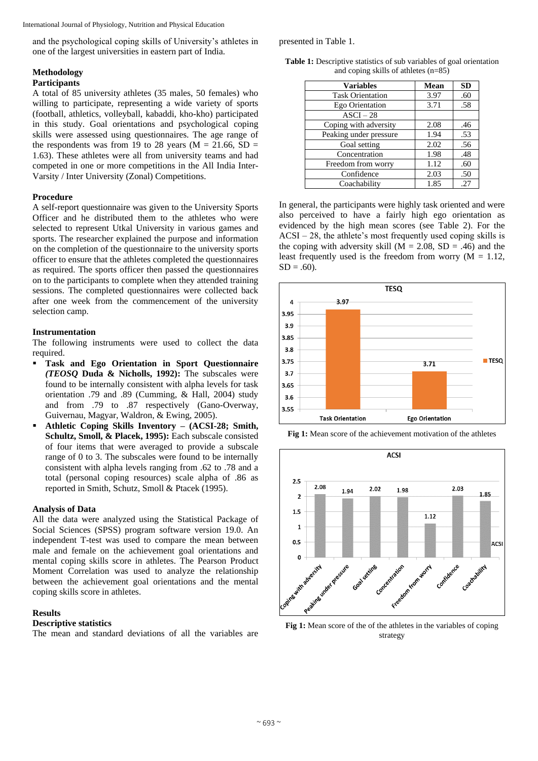and the psychological coping skills of University's athletes in one of the largest universities in eastern part of India.

## Methodology

### Participants

A total of 85 university athletes (35 males, 50 females) who willing to participate, representing a wide variety of sports (football, athletics, volleyball, kabaddi, kho-kho) participated in this study. Goal orientations and psychological coping skills were assessed using questionnaires. The age range of the respondents was from 19 to 28 years (M = 21.66, SD = 1.63). These athletes were all from university teams and had competed in one or more competitions in the All India Inter-Varsity / Inter University (Zonal) Competitions.

### Procedure

A self-report questionnaire was given to the University Sports Officer and he distributed them to the athletes who were selected to represent Utkal University in various games and sports. The researcher explained the purpose and information on the completion of the questionnaire to the university sports officer to ensure that the athletes completed the questionnaires as required. The sports officer then passed the questionnaires on to the participants to complete when they attended training sessions. The completed questionnaires were collected back after one week from the commencement of the university selection camp.

### Instrumentation

The following instruments were used to collect the data required.

- **Task and Ego Orientation in Sport Questionnaire *(TEOSQ* Duda & Nicholls, 1992):** The subscales were found to be internally consistent with alpha levels for task orientation .79 and .89 (Cumming, & Hall, 2004) study and from .79 to .87 respectively (Gano-Overway, Guivernau, Magyar, Waldron, & Ewing, 2005).
- **Athletic Coping Skills Inventory – (ACSI-28; Smith, Schultz, Smoll, & Placek, 1995):** Each subscale consisted of four items that were averaged to provide a subscale range of 0 to 3. The subscales were found to be internally consistent with alpha levels ranging from .62 to .78 and a total (personal coping resources) scale alpha of .86 as reported in Smith, Schutz, Smoll & Ptacek (1995).

### Analysis of Data

All the data were analyzed using the Statistical Package of Social Sciences (SPSS) program software version 19.0. An independent T-test was used to compare the mean between male and female on the achievement goal orientations and mental coping skills score in athletes. The Pearson Product Moment Correlation was used to analyze the relationship between the achievement goal orientations and the mental coping skills score in athletes.

## Results

### Descriptive statistics

The mean and standard deviations of all the variables are presented in Table 1.

**Table 1:** Descriptive statistics of sub variables of goal orientation and coping skills of athletes (n=85)

| Variables | Mean | SD |
|---|---|---|
| Task Orientation | 3.97 | .60 |
| Ego Orientation | 3.71 | .58 |
| ASCI – 28 | | |
| Coping with adversity | 2.08 | .46 |
| Peaking under pressure | 1.94 | .53 |
| Goal setting | 2.02 | .56 |
| Concentration | 1.98 | .48 |
| Freedom from worry | 1.12 | .60 |
| Confidence | 2.03 | .50 |
| Coachability | 1.85 | .27 |

In general, the participants were highly task oriented and were also perceived to have a fairly high ego orientation as evidenced by the high mean scores (see Table 2). For the ACSI – 28, the athlete's most frequently used coping skills is the coping with adversity skill (M = 2.08, SD = .46) and the least frequently used is the freedom from worry (M = 1.12, SD = .60).

**Fig 1:** Mean score of the achievement motivation of the athletes

**Fig 1:** Mean score of the of the athletes in the variables of coping strategy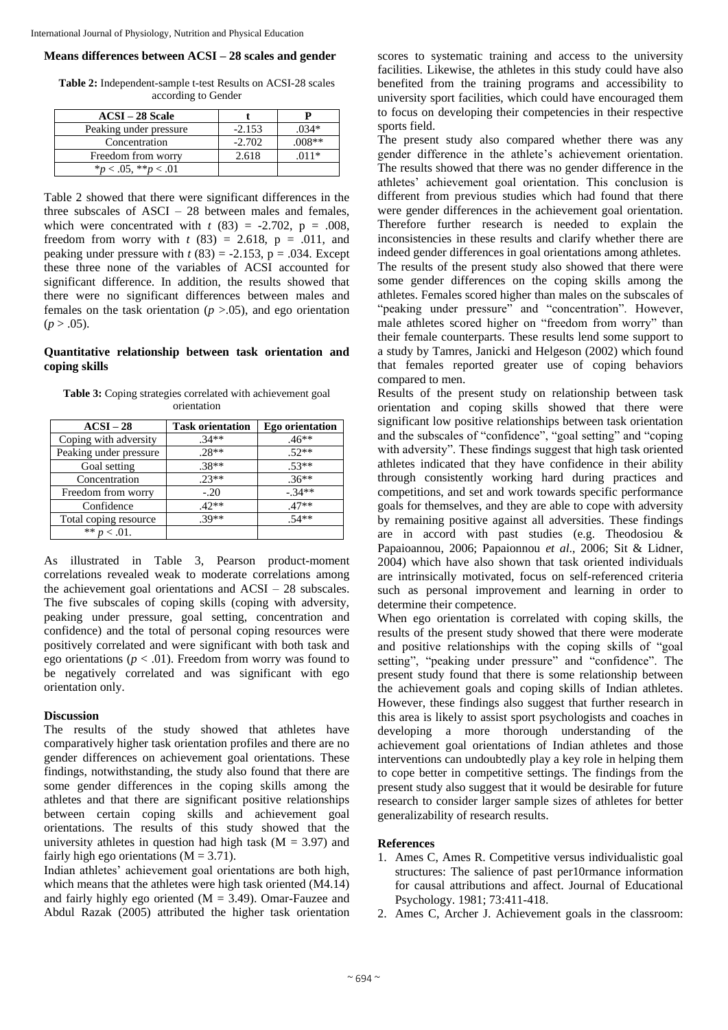**Means differences between ACSI – 28 scales and gender**

**Table 2:** Independent-sample t-test Results on ACSI-28 scales according to Gender

| ACSI – 28 Scale | t | P |
|---|---|---|
| Peaking under pressure | -2.153 | .034* |
| Concentration | -2.702 | .008** |
| Freedom from worry | 2.618 | .011* |
| *$p < .05$, **$p < .01$ | | |

Table 2 showed that there were significant differences in the three subscales of ASCI – 28 between males and females, which were concentrated with $t$ (83) = -2.702, p = .008, freedom from worry with $t$ (83) = 2.618, p = .011, and peaking under pressure with $t$ (83) = -2.153, p = .034. Except these three none of the variables of ACSI accounted for significant difference. In addition, the results showed that there were no significant differences between males and females on the task orientation ($p$ >.05), and ego orientation ($p$ > .05).

**Quantitative relationship between task orientation and coping skills**

**Table 3:** Coping strategies correlated with achievement goal orientation

| ACSI – 28 | Task orientation | Ego orientation |
|---|---|---|
| Coping with adversity | .34** | .46** |
| Peaking under pressure | .28** | .52** |
| Goal setting | .38** | .53** |
| Concentration | .23** | .36** |
| Freedom from worry | -.20 | -.34** |
| Confidence | .42** | .47** |
| Total coping resource | .39** | .54** |
| ** $p < .01$. | | |

As illustrated in Table 3, Pearson product-moment correlations revealed weak to moderate correlations among the achievement goal orientations and ACSI – 28 subscales. The five subscales of coping skills (coping with adversity, peaking under pressure, goal setting, concentration and confidence) and the total of personal coping resources were positively correlated and were significant with both task and ego orientations ($p < .01$). Freedom from worry was found to be negatively correlated and was significant with ego orientation only.

**Discussion**

The results of the study showed that athletes have comparatively higher task orientation profiles and there are no gender differences on achievement goal orientations. These findings, notwithstanding, the study also found that there are some gender differences in the coping skills among the athletes and that there are significant positive relationships between certain coping skills and achievement goal orientations. The results of this study showed that the university athletes in question had high task (M = 3.97) and fairly high ego orientations (M = 3.71).

Indian athletes' achievement goal orientations are both high, which means that the athletes were high task oriented (M4.14) and fairly highly ego oriented (M = 3.49). Omar-Fauzee and Abdul Razak (2005) attributed the higher task orientation scores to systematic training and access to the university facilities. Likewise, the athletes in this study could have also benefited from the training programs and accessibility to university sport facilities, which could have encouraged them to focus on developing their competencies in their respective sports field.

The present study also compared whether there was any gender difference in the athlete's achievement orientation. The results showed that there was no gender difference in the athletes' achievement goal orientation. This conclusion is different from previous studies which had found that there were gender differences in the achievement goal orientation. Therefore further research is needed to explain the inconsistencies in these results and clarify whether there are indeed gender differences in goal orientations among athletes.

The results of the present study also showed that there were some gender differences on the coping skills among the athletes. Females scored higher than males on the subscales of "peaking under pressure" and "concentration". However, male athletes scored higher on "freedom from worry" than their female counterparts. These results lend some support to a study by Tamres, Janicki and Helgeson (2002) which found that females reported greater use of coping behaviors compared to men.

Results of the present study on relationship between task orientation and coping skills showed that there were significant low positive relationships between task orientation and the subscales of "confidence", "goal setting" and "coping with adversity". These findings suggest that high task oriented athletes indicated that they have confidence in their ability through consistently working hard during practices and competitions, and set and work towards specific performance goals for themselves, and they are able to cope with adversity by remaining positive against all adversities. These findings are in accord with past studies (e.g. Theodosiou & Papaioannou, 2006; Papaionnou *et al*., 2006; Sit & Lidner, 2004) which have also shown that task oriented individuals are intrinsically motivated, focus on self-referenced criteria such as personal improvement and learning in order to determine their competence.

When ego orientation is correlated with coping skills, the results of the present study showed that there were moderate and positive relationships with the coping skills of "goal setting", "peaking under pressure" and "confidence". The present study found that there is some relationship between the achievement goals and coping skills of Indian athletes. However, these findings also suggest that further research in this area is likely to assist sport psychologists and coaches in developing a more thorough understanding of the achievement goal orientations of Indian athletes and those interventions can undoubtedly play a key role in helping them to cope better in competitive settings. The findings from the present study also suggest that it would be desirable for future research to consider larger sample sizes of athletes for better generalizability of research results.

**References**

1. Ames C, Ames R. Competitive versus individualistic goal structures: The salience of past per10rmance information for causal attributions and affect. Journal of Educational Psychology. 1981; 73:411-418.
2. Ames C, Archer J. Achievement goals in the classroom: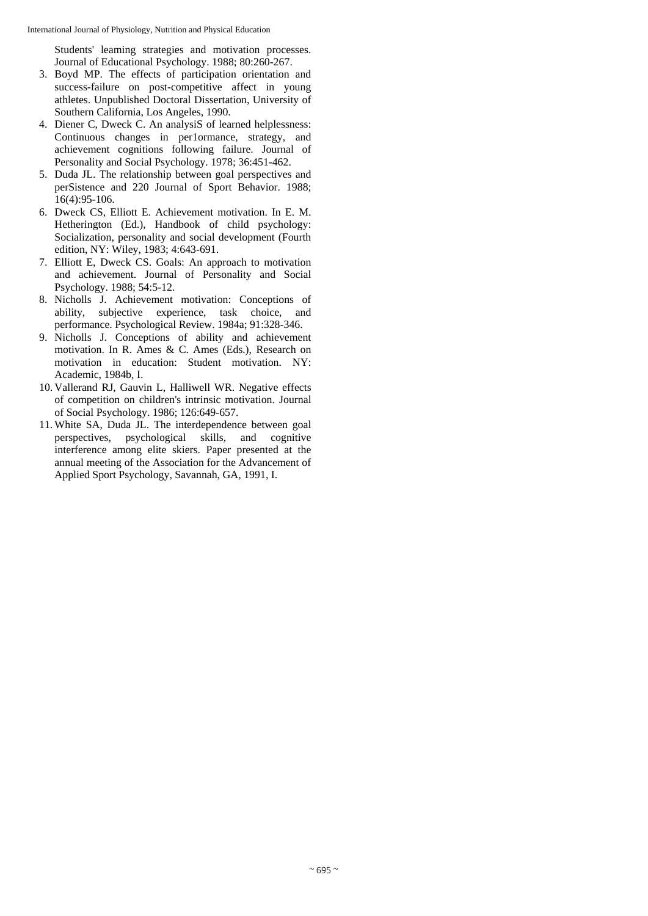Students' leaming strategies and motivation processes. Journal of Educational Psychology. 1988; 80:260-267.

3. Boyd MP. The effects of participation orientation and success-failure on post-competitive affect in young athletes. Unpublished Doctoral Dissertation, University of Southern California, Los Angeles, 1990.
4. Diener C, Dweck C. An analysiS of learned helplessness: Continuous changes in per1ormance, strategy, and achievement cognitions following failure. Journal of Personality and Social Psychology. 1978; 36:451-462.
5. Duda JL. The relationship between goal perspectives and perSistence and 220 Journal of Sport Behavior. 1988; 16(4):95-106.
6. Dweck CS, Elliott E. Achievement motivation. In E. M. Hetherington (Ed.), Handbook of child psychology: Socialization, personality and social development (Fourth edition, NY: Wiley, 1983; 4:643-691.
7. Elliott E, Dweck CS. Goals: An approach to motivation and achievement. Journal of Personality and Social Psychology. 1988; 54:5-12.
8. Nicholls J. Achievement motivation: Conceptions of ability, subjective experience, task choice, and performance. Psychological Review. 1984a; 91:328-346.
9. Nicholls J. Conceptions of ability and achievement motivation. In R. Ames & C. Ames (Eds.), Research on motivation in education: Student motivation. NY: Academic, 1984b, I.
10. Vallerand RJ, Gauvin L, Halliwell WR. Negative effects of competition on children's intrinsic motivation. Journal of Social Psychology. 1986; 126:649-657.
11. White SA, Duda JL. The interdependence between goal perspectives, psychological skills, and cognitive interference among elite skiers. Paper presented at the annual meeting of the Association for the Advancement of Applied Sport Psychology, Savannah, GA, 1991, I.